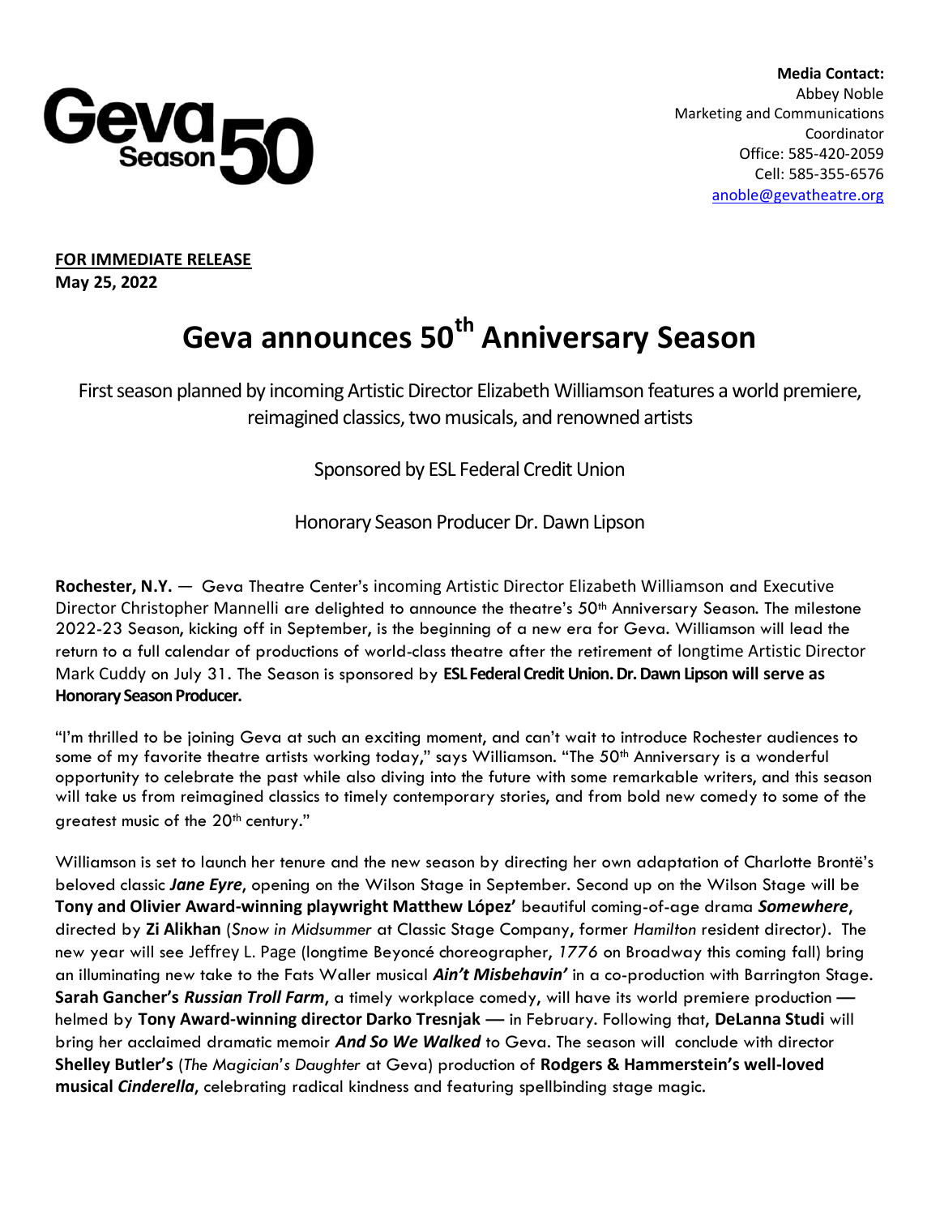Geva Season 50

**Media Contact:**
Abbey Noble
Marketing and Communications Coordinator
Office: 585-420-2059
Cell: 585-355-6576
anoble@gevatheatre.org

**FOR IMMEDIATE RELEASE**
**May 25, 2022**

# Geva announces 50th Anniversary Season

First season planned by incoming Artistic Director Elizabeth Williamson features a world premiere, reimagined classics, two musicals, and renowned artists

Sponsored by ESL Federal Credit Union

Honorary Season Producer Dr. Dawn Lipson

**Rochester, N.Y.** — Geva Theatre Center's incoming Artistic Director Elizabeth Williamson and Executive Director Christopher Mannelli are delighted to announce the theatre's 50th Anniversary Season. The milestone 2022-23 Season, kicking off in September, is the beginning of a new era for Geva. Williamson will lead the return to a full calendar of productions of world-class theatre after the retirement of longtime Artistic Director Mark Cuddy on July 31. The Season is sponsored by **ESL Federal Credit Union. Dr. Dawn Lipson will serve as Honorary Season Producer.**

"I'm thrilled to be joining Geva at such an exciting moment, and can't wait to introduce Rochester audiences to some of my favorite theatre artists working today," says Williamson. "The 50th Anniversary is a wonderful opportunity to celebrate the past while also diving into the future with some remarkable writers, and this season will take us from reimagined classics to timely contemporary stories, and from bold new comedy to some of the greatest music of the 20th century."

Williamson is set to launch her tenure and the new season by directing her own adaptation of Charlotte Brontë's beloved classic ***Jane Eyre***, opening on the Wilson Stage in September. Second up on the Wilson Stage will be **Tony and Olivier Award-winning playwright Matthew López'** beautiful coming-of-age drama ***Somewhere***, directed by **Zi Alikhan** (*Snow in Midsummer* at Classic Stage Company, former *Hamilton* resident director). The new year will see Jeffrey L. Page (longtime Beyoncé choreographer, *1776* on Broadway this coming fall) bring an illuminating new take to the Fats Waller musical ***Ain't Misbehavin'*** in a co-production with Barrington Stage. **Sarah Gancher's *Russian Troll Farm***, a timely workplace comedy, will have its world premiere production — helmed by **Tony Award-winning director Darko Tresnjak** — in February. Following that, **DeLanna Studi** will bring her acclaimed dramatic memoir ***And So We Walked*** to Geva. The season will conclude with director **Shelley Butler's** (*The Magician's Daughter* at Geva) production of **Rodgers & Hammerstein's well-loved musical *Cinderella***, celebrating radical kindness and featuring spellbinding stage magic.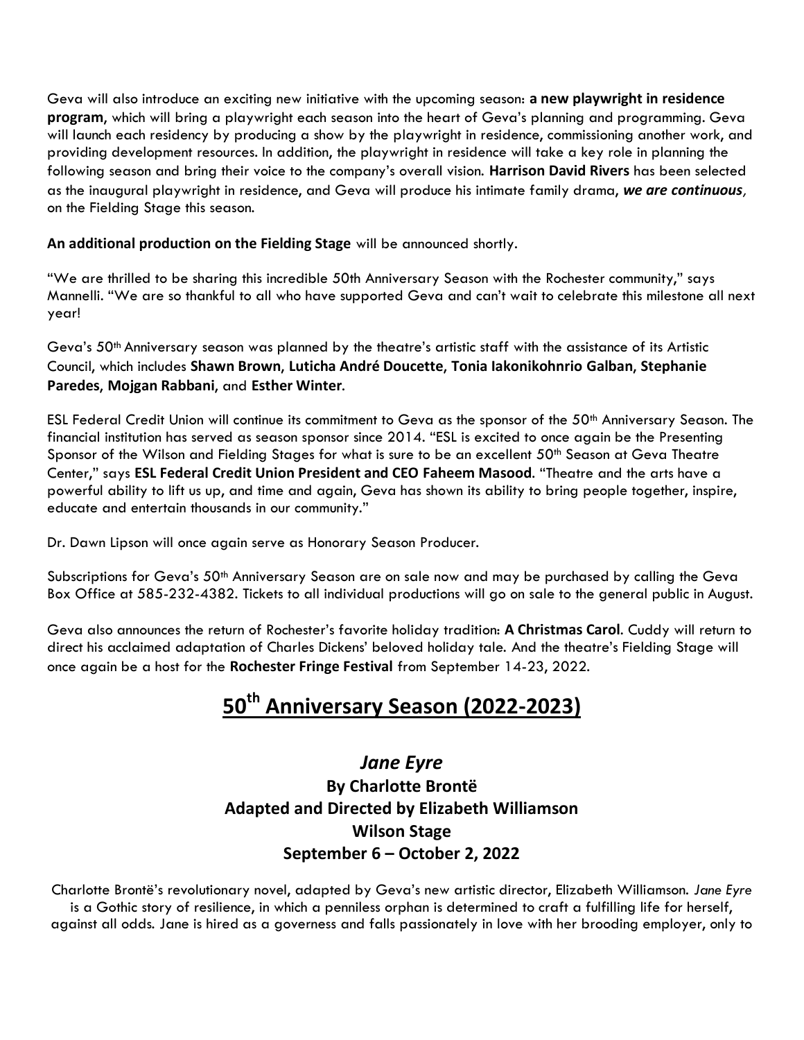Geva will also introduce an exciting new initiative with the upcoming season: **a new playwright in residence program,** which will bring a playwright each season into the heart of Geva's planning and programming. Geva will launch each residency by producing a show by the playwright in residence, commissioning another work, and providing development resources. In addition, the playwright in residence will take a key role in planning the following season and bring their voice to the company's overall vision. **Harrison David Rivers** has been selected as the inaugural playwright in residence, and Geva will produce his intimate family drama, ***we are continuous***, on the Fielding Stage this season.

**An additional production on the Fielding Stage** will be announced shortly.

"We are thrilled to be sharing this incredible 50th Anniversary Season with the Rochester community," says Mannelli. "We are so thankful to all who have supported Geva and can't wait to celebrate this milestone all next year!

Geva's 50th Anniversary season was planned by the theatre's artistic staff with the assistance of its Artistic Council, which includes **Shawn Brown, Luticha André Doucette, Tonia Iakonikohnrio Galban, Stephanie Paredes, Mojgan Rabbani,** and **Esther Winter**.

ESL Federal Credit Union will continue its commitment to Geva as the sponsor of the 50th Anniversary Season. The financial institution has served as season sponsor since 2014. "ESL is excited to once again be the Presenting Sponsor of the Wilson and Fielding Stages for what is sure to be an excellent 50th Season at Geva Theatre Center," says **ESL Federal Credit Union President and CEO Faheem Masood**. "Theatre and the arts have a powerful ability to lift us up, and time and again, Geva has shown its ability to bring people together, inspire, educate and entertain thousands in our community."

Dr. Dawn Lipson will once again serve as Honorary Season Producer.

Subscriptions for Geva's 50th Anniversary Season are on sale now and may be purchased by calling the Geva Box Office at 585-232-4382. Tickets to all individual productions will go on sale to the general public in August.

Geva also announces the return of Rochester's favorite holiday tradition: **A Christmas Carol**. Cuddy will return to direct his acclaimed adaptation of Charles Dickens' beloved holiday tale. And the theatre's Fielding Stage will once again be a host for the **Rochester Fringe Festival** from September 14-23, 2022.

# 50th Anniversary Season (2022-2023)

## *Jane Eyre*

### By Charlotte Brontë
### Adapted and Directed by Elizabeth Williamson
### Wilson Stage
### September 6 – October 2, 2022

Charlotte Brontë's revolutionary novel, adapted by Geva's new artistic director, Elizabeth Williamson. *Jane Eyre* is a Gothic story of resilience, in which a penniless orphan is determined to craft a fulfilling life for herself, against all odds. Jane is hired as a governess and falls passionately in love with her brooding employer, only to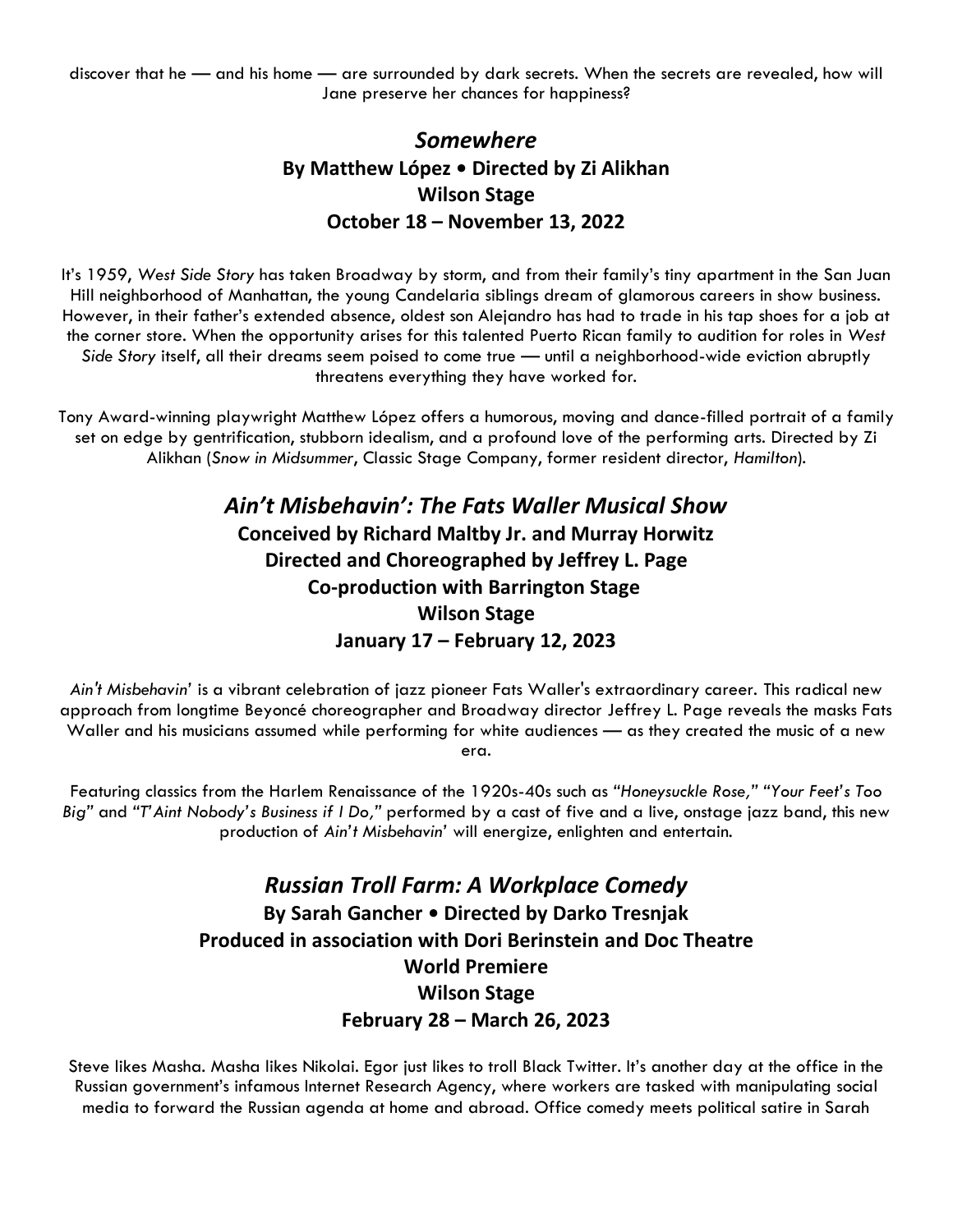discover that he — and his home — are surrounded by dark secrets. When the secrets are revealed, how will Jane preserve her chances for happiness?

## *Somewhere*

**By Matthew López • Directed by Zi Alikhan**
**Wilson Stage**
**October 18 – November 13, 2022**

It's 1959, *West Side Story* has taken Broadway by storm, and from their family's tiny apartment in the San Juan Hill neighborhood of Manhattan, the young Candelaria siblings dream of glamorous careers in show business. However, in their father's extended absence, oldest son Alejandro has had to trade in his tap shoes for a job at the corner store. When the opportunity arises for this talented Puerto Rican family to audition for roles in *West Side Story* itself, all their dreams seem poised to come true — until a neighborhood-wide eviction abruptly threatens everything they have worked for.

Tony Award-winning playwright Matthew López offers a humorous, moving and dance-filled portrait of a family set on edge by gentrification, stubborn idealism, and a profound love of the performing arts. Directed by Zi Alikhan (*Snow in Midsummer*, Classic Stage Company, former resident director, *Hamilton*).

## *Ain't Misbehavin': The Fats Waller Musical Show*

**Conceived by Richard Maltby Jr. and Murray Horwitz**
**Directed and Choreographed by Jeffrey L. Page**
**Co-production with Barrington Stage**
**Wilson Stage**
**January 17 – February 12, 2023**

*Ain't Misbehavin'* is a vibrant celebration of jazz pioneer Fats Waller's extraordinary career. This radical new approach from longtime Beyoncé choreographer and Broadway director Jeffrey L. Page reveals the masks Fats Waller and his musicians assumed while performing for white audiences — as they created the music of a new era.

Featuring classics from the Harlem Renaissance of the 1920s-40s such as "*Honeysuckle Rose,*" "*Your Feet's Too Big*" and "*T'Aint Nobody's Business if I Do,*" performed by a cast of five and a live, onstage jazz band, this new production of *Ain't Misbehavin'* will energize, enlighten and entertain.

## *Russian Troll Farm: A Workplace Comedy*

**By Sarah Gancher • Directed by Darko Tresnjak**
**Produced in association with Dori Berinstein and Doc Theatre**
**World Premiere**
**Wilson Stage**
**February 28 – March 26, 2023**

Steve likes Masha. Masha likes Nikolai. Egor just likes to troll Black Twitter. It's another day at the office in the Russian government's infamous Internet Research Agency, where workers are tasked with manipulating social media to forward the Russian agenda at home and abroad. Office comedy meets political satire in Sarah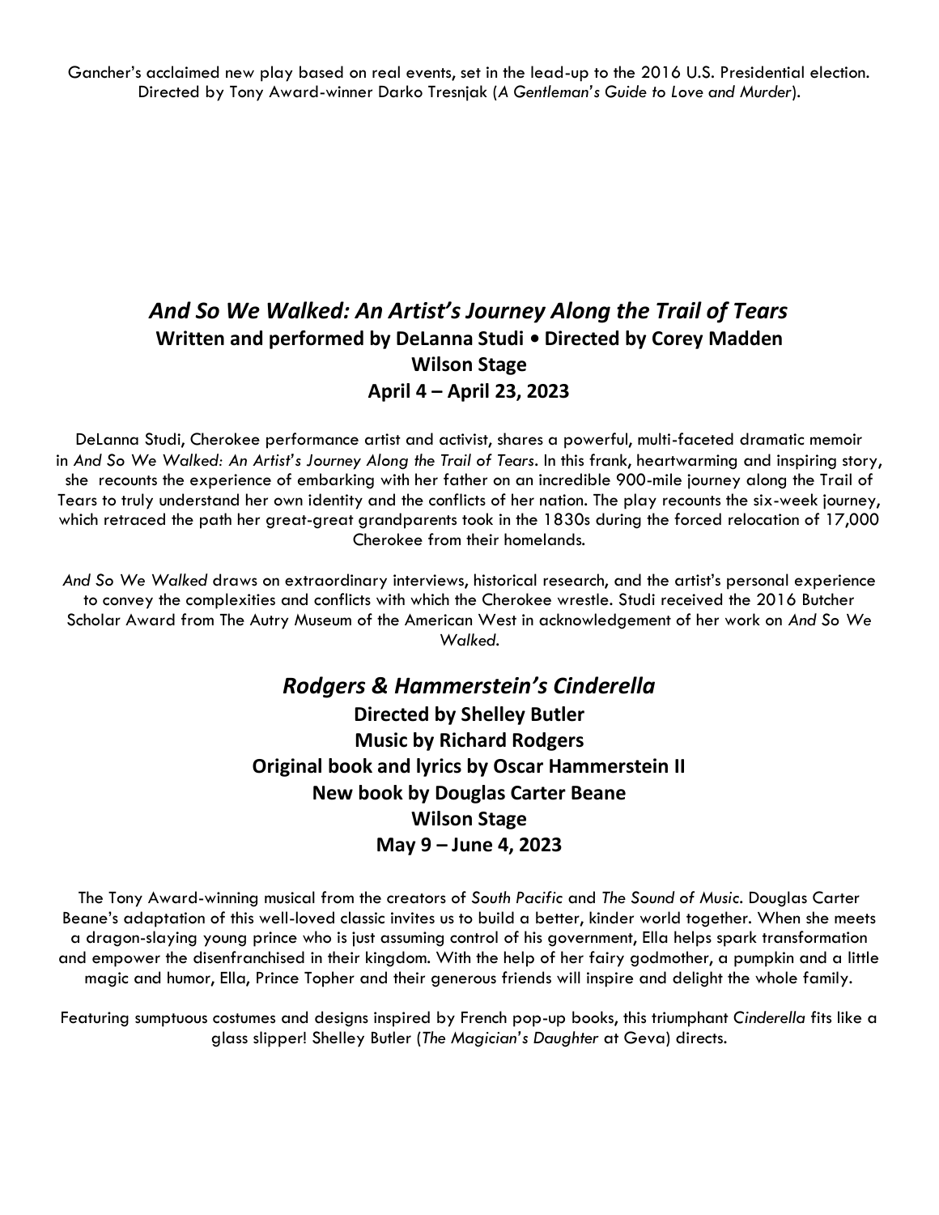Gancher's acclaimed new play based on real events, set in the lead-up to the 2016 U.S. Presidential election. Directed by Tony Award-winner Darko Tresnjak (*A Gentleman's Guide to Love and Murder*).

## *And So We Walked: An Artist's Journey Along the Trail of Tears*

**Written and performed by DeLanna Studi • Directed by Corey Madden**

**Wilson Stage**

**April 4 – April 23, 2023**

DeLanna Studi, Cherokee performance artist and activist, shares a powerful, multi-faceted dramatic memoir in *And So We Walked: An Artist's Journey Along the Trail of Tears*. In this frank, heartwarming and inspiring story, she recounts the experience of embarking with her father on an incredible 900-mile journey along the Trail of Tears to truly understand her own identity and the conflicts of her nation. The play recounts the six-week journey, which retraced the path her great-great grandparents took in the 1830s during the forced relocation of 17,000 Cherokee from their homelands.

*And So We Walked* draws on extraordinary interviews, historical research, and the artist's personal experience to convey the complexities and conflicts with which the Cherokee wrestle. Studi received the 2016 Butcher Scholar Award from The Autry Museum of the American West in acknowledgement of her work on *And So We Walked*.

## *Rodgers & Hammerstein's Cinderella*

**Directed by Shelley Butler**

**Music by Richard Rodgers**

**Original book and lyrics by Oscar Hammerstein II**

**New book by Douglas Carter Beane**

**Wilson Stage**

**May 9 – June 4, 2023**

The Tony Award-winning musical from the creators of *South Pacific* and *The Sound of Music*. Douglas Carter Beane's adaptation of this well-loved classic invites us to build a better, kinder world together. When she meets a dragon-slaying young prince who is just assuming control of his government, Ella helps spark transformation and empower the disenfranchised in their kingdom. With the help of her fairy godmother, a pumpkin and a little magic and humor, Ella, Prince Topher and their generous friends will inspire and delight the whole family.

Featuring sumptuous costumes and designs inspired by French pop-up books, this triumphant *Cinderella* fits like a glass slipper! Shelley Butler (*The Magician's Daughter* at Geva) directs.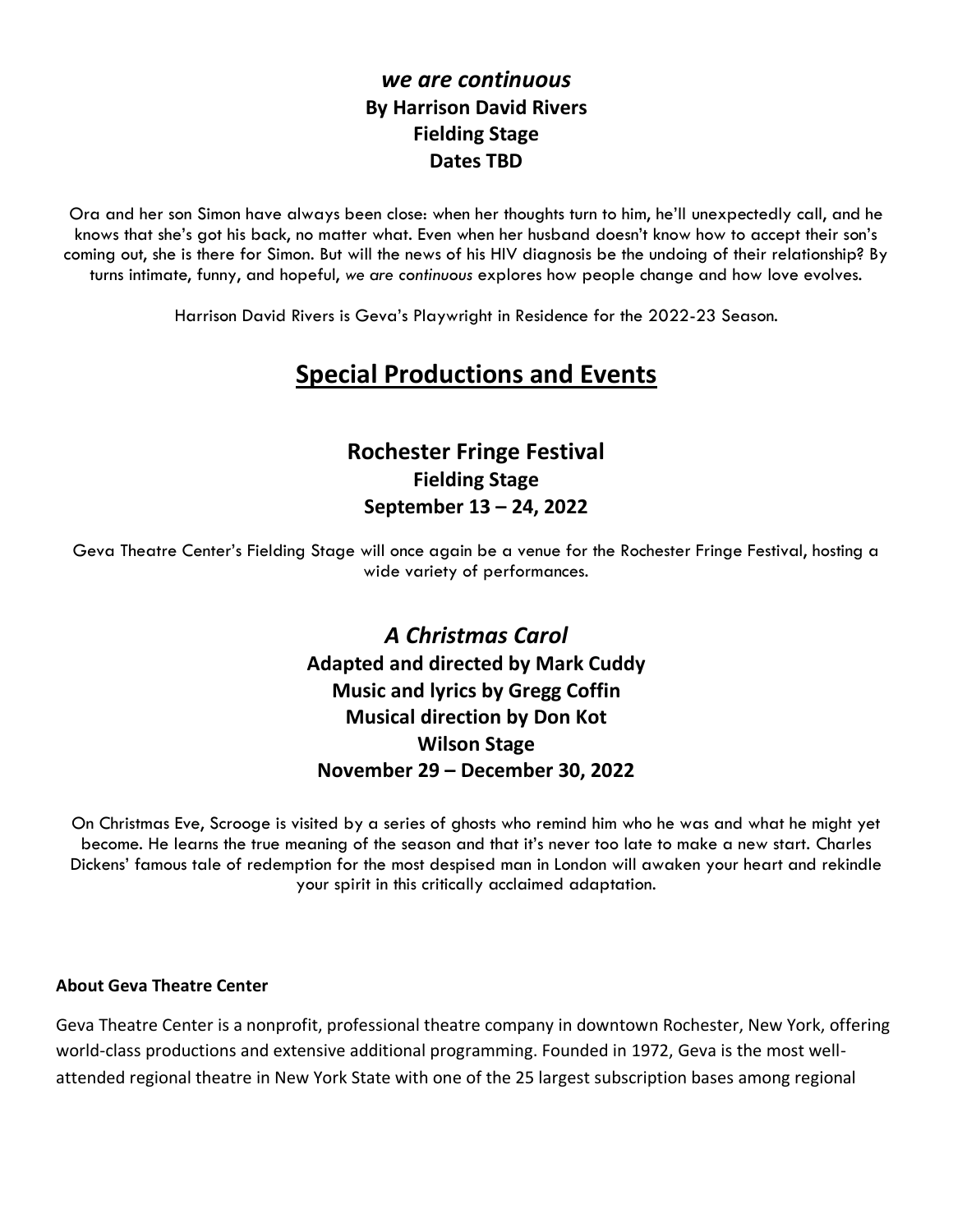### *we are continuous*

**By Harrison David Rivers**
**Fielding Stage**
**Dates TBD**

Ora and her son Simon have always been close: when her thoughts turn to him, he'll unexpectedly call, and he knows that she's got his back, no matter what. Even when her husband doesn't know how to accept their son's coming out, she is there for Simon. But will the news of his HIV diagnosis be the undoing of their relationship? By turns intimate, funny, and hopeful, *we are continuous* explores how people change and how love evolves.

Harrison David Rivers is Geva's Playwright in Residence for the 2022-23 Season.

## Special Productions and Events

### Rochester Fringe Festival

**Fielding Stage**
**September 13 – 24, 2022**

Geva Theatre Center's Fielding Stage will once again be a venue for the Rochester Fringe Festival, hosting a wide variety of performances.

### *A Christmas Carol*

**Adapted and directed by Mark Cuddy**
**Music and lyrics by Gregg Coffin**
**Musical direction by Don Kot**
**Wilson Stage**
**November 29 – December 30, 2022**

On Christmas Eve, Scrooge is visited by a series of ghosts who remind him who he was and what he might yet become. He learns the true meaning of the season and that it's never too late to make a new start. Charles Dickens' famous tale of redemption for the most despised man in London will awaken your heart and rekindle your spirit in this critically acclaimed adaptation.

**About Geva Theatre Center**

Geva Theatre Center is a nonprofit, professional theatre company in downtown Rochester, New York, offering world-class productions and extensive additional programming. Founded in 1972, Geva is the most well-attended regional theatre in New York State with one of the 25 largest subscription bases among regional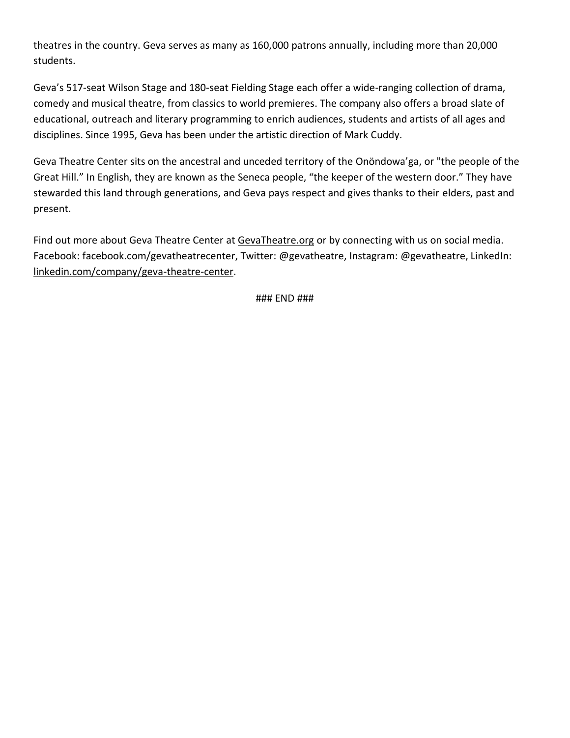theatres in the country. Geva serves as many as 160,000 patrons annually, including more than 20,000 students.

Geva's 517-seat Wilson Stage and 180-seat Fielding Stage each offer a wide-ranging collection of drama, comedy and musical theatre, from classics to world premieres. The company also offers a broad slate of educational, outreach and literary programming to enrich audiences, students and artists of all ages and disciplines. Since 1995, Geva has been under the artistic direction of Mark Cuddy.

Geva Theatre Center sits on the ancestral and unceded territory of the Onöndowa'ga, or "the people of the Great Hill." In English, they are known as the Seneca people, "the keeper of the western door." They have stewarded this land through generations, and Geva pays respect and gives thanks to their elders, past and present.

Find out more about Geva Theatre Center at GevaTheatre.org or by connecting with us on social media. Facebook: facebook.com/gevatheatrecenter, Twitter: @gevatheatre, Instagram: @gevatheatre, LinkedIn: linkedin.com/company/geva-theatre-center.

### END ###